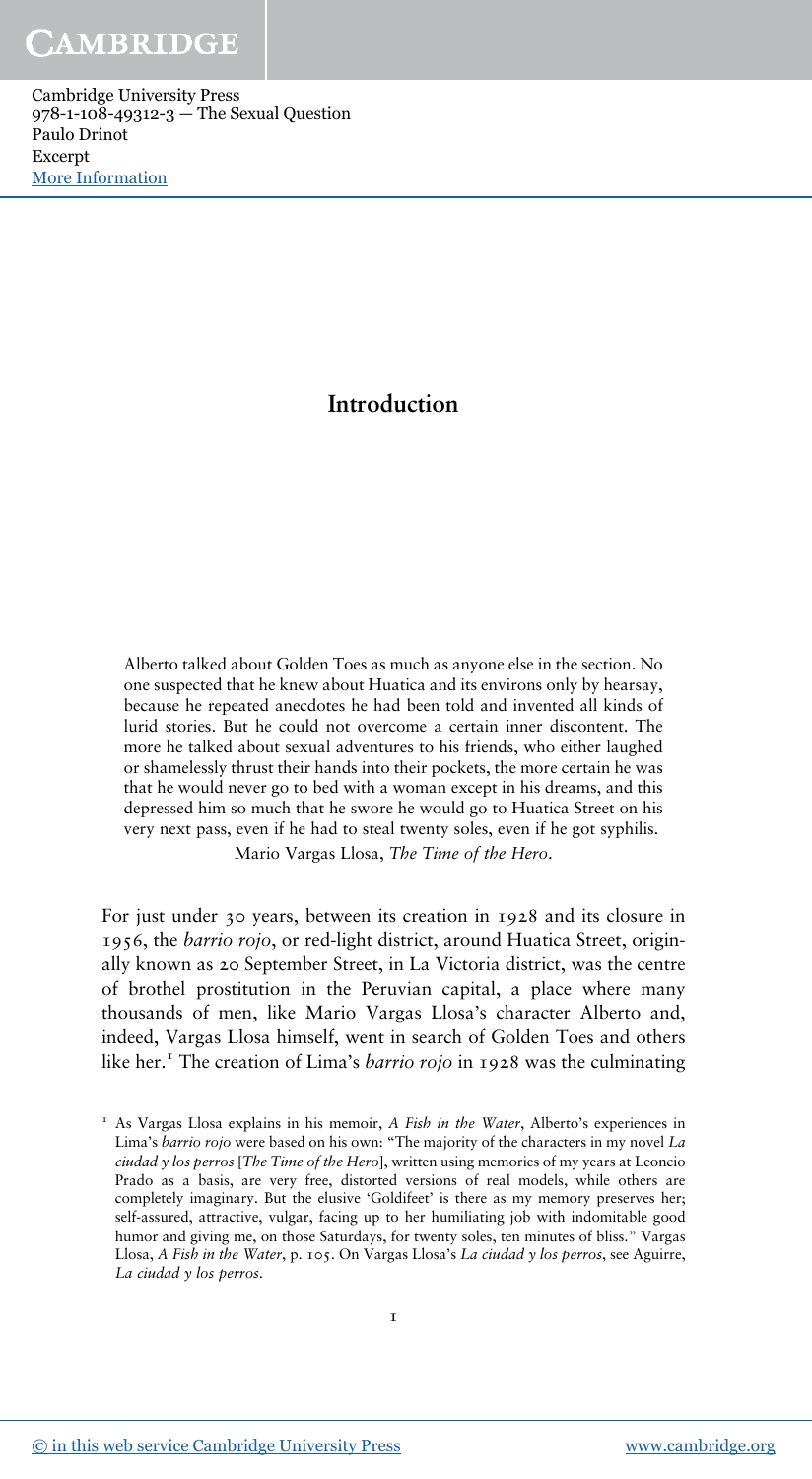# Introduction

> Alberto talked about Golden Toes as much as anyone else in the section. No one suspected that he knew about Huatica and its environs only by hearsay, because he repeated anecdotes he had been told and invented all kinds of lurid stories. But he could not overcome a certain inner discontent. The more he talked about sexual adventures to his friends, who either laughed or shamelessly thrust their hands into their pockets, the more certain he was that he would never go to bed with a woman except in his dreams, and this depressed him so much that he swore he would go to Huatica Street on his very next pass, even if he had to steal twenty soles, even if he got syphilis.
>
> Mario Vargas Llosa, *The Time of the Hero*.

For just under 30 years, between its creation in 1928 and its closure in 1956, the *barrio rojo*, or red-light district, around Huatica Street, originally known as 20 September Street, in La Victoria district, was the centre of brothel prostitution in the Peruvian capital, a place where many thousands of men, like Mario Vargas Llosa's character Alberto and, indeed, Vargas Llosa himself, went in search of Golden Toes and others like her.[1] The creation of Lima's *barrio rojo* in 1928 was the culminating

[1] As Vargas Llosa explains in his memoir, *A Fish in the Water*, Alberto's experiences in Lima's *barrio rojo* were based on his own: "The majority of the characters in my novel *La ciudad y los perros* [*The Time of the Hero*], written using memories of my years at Leoncio Prado as a basis, are very free, distorted versions of real models, while others are completely imaginary. But the elusive 'Goldifeet' is there as my memory preserves her; self-assured, attractive, vulgar, facing up to her humiliating job with indomitable good humor and giving me, on those Saturdays, for twenty soles, ten minutes of bliss." Vargas Llosa, *A Fish in the Water*, p. 105. On Vargas Llosa's *La ciudad y los perros*, see Aguirre, *La ciudad y los perros*.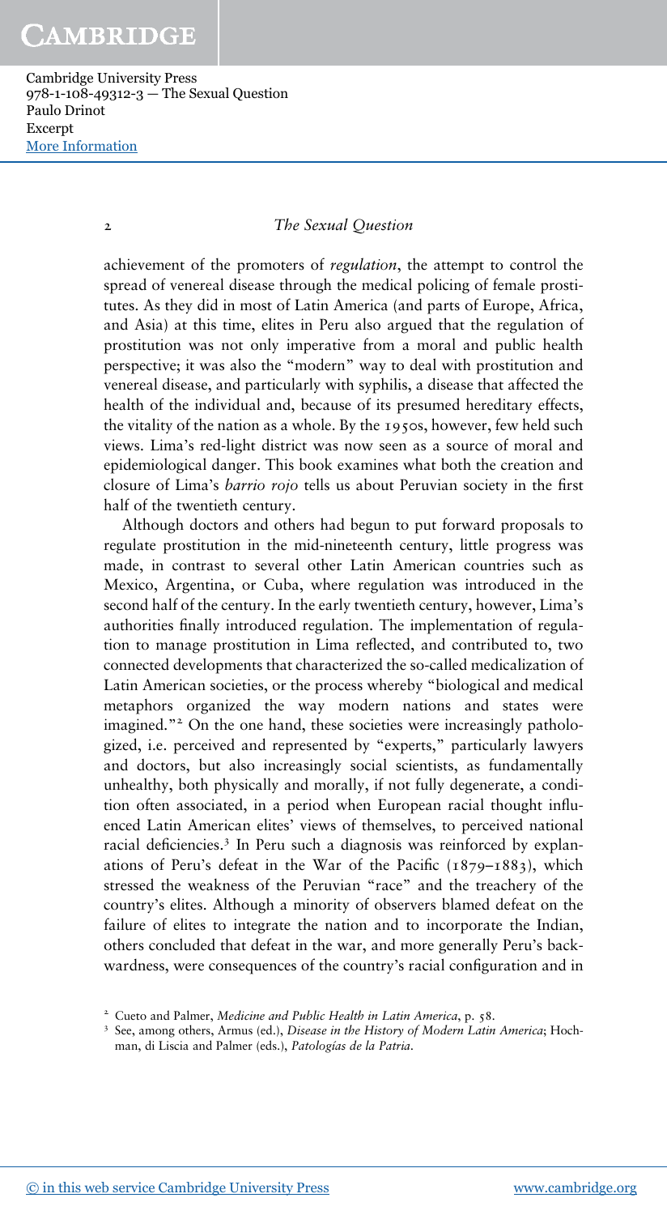achievement of the promoters of *regulation*, the attempt to control the spread of venereal disease through the medical policing of female prostitutes. As they did in most of Latin America (and parts of Europe, Africa, and Asia) at this time, elites in Peru also argued that the regulation of prostitution was not only imperative from a moral and public health perspective; it was also the "modern" way to deal with prostitution and venereal disease, and particularly with syphilis, a disease that affected the health of the individual and, because of its presumed hereditary effects, the vitality of the nation as a whole. By the 1950s, however, few held such views. Lima's red-light district was now seen as a source of moral and epidemiological danger. This book examines what both the creation and closure of Lima's *barrio rojo* tells us about Peruvian society in the first half of the twentieth century.

Although doctors and others had begun to put forward proposals to regulate prostitution in the mid-nineteenth century, little progress was made, in contrast to several other Latin American countries such as Mexico, Argentina, or Cuba, where regulation was introduced in the second half of the century. In the early twentieth century, however, Lima's authorities finally introduced regulation. The implementation of regulation to manage prostitution in Lima reflected, and contributed to, two connected developments that characterized the so-called medicalization of Latin American societies, or the process whereby "biological and medical metaphors organized the way modern nations and states were imagined."[2] On the one hand, these societies were increasingly pathologized, i.e. perceived and represented by "experts," particularly lawyers and doctors, but also increasingly social scientists, as fundamentally unhealthy, both physically and morally, if not fully degenerate, a condition often associated, in a period when European racial thought influenced Latin American elites' views of themselves, to perceived national racial deficiencies.[3] In Peru such a diagnosis was reinforced by explanations of Peru's defeat in the War of the Pacific (1879–1883), which stressed the weakness of the Peruvian "race" and the treachery of the country's elites. Although a minority of observers blamed defeat on the failure of elites to integrate the nation and to incorporate the Indian, others concluded that defeat in the war, and more generally Peru's backwardness, were consequences of the country's racial configuration and in

[2] Cueto and Palmer, *Medicine and Public Health in Latin America*, p. 58.

[3] See, among others, Armus (ed.), *Disease in the History of Modern Latin America*; Hochman, di Liscia and Palmer (eds.), *Patologías de la Patria*.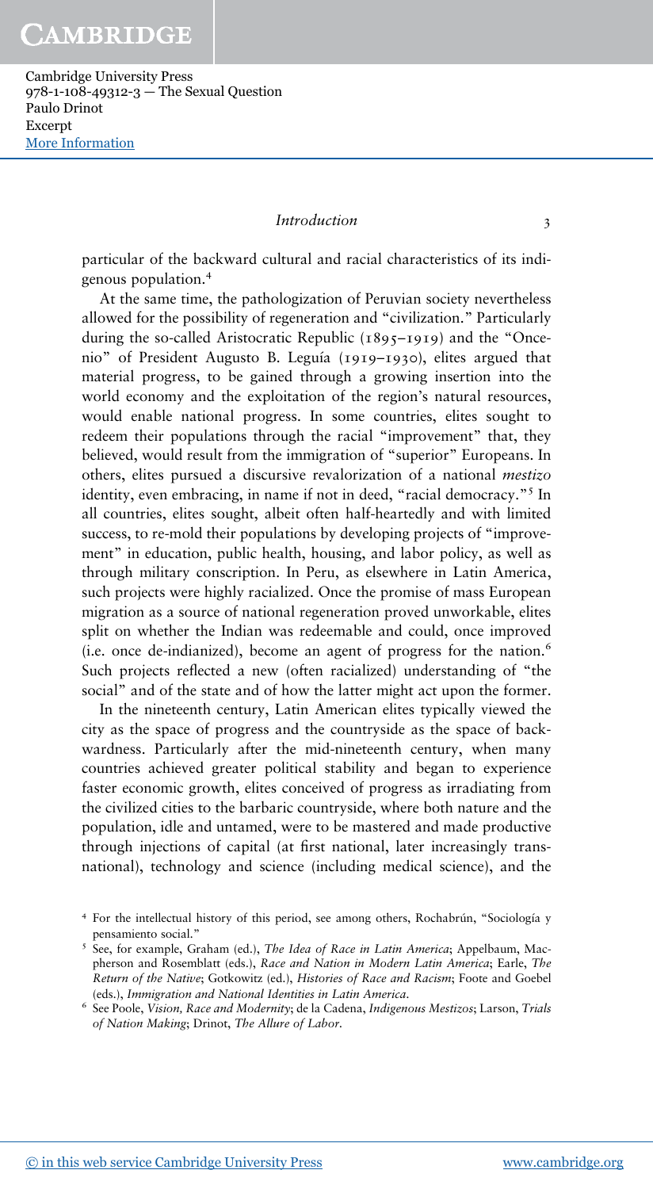particular of the backward cultural and racial characteristics of its indigenous population.[4]

At the same time, the pathologization of Peruvian society nevertheless allowed for the possibility of regeneration and "civilization." Particularly during the so-called Aristocratic Republic (1895–1919) and the "Oncenio" of President Augusto B. Leguía (1919–1930), elites argued that material progress, to be gained through a growing insertion into the world economy and the exploitation of the region's natural resources, would enable national progress. In some countries, elites sought to redeem their populations through the racial "improvement" that, they believed, would result from the immigration of "superior" Europeans. In others, elites pursued a discursive revalorization of a national *mestizo* identity, even embracing, in name if not in deed, "racial democracy."[5] In all countries, elites sought, albeit often half-heartedly and with limited success, to re-mold their populations by developing projects of "improvement" in education, public health, housing, and labor policy, as well as through military conscription. In Peru, as elsewhere in Latin America, such projects were highly racialized. Once the promise of mass European migration as a source of national regeneration proved unworkable, elites split on whether the Indian was redeemable and could, once improved (i.e. once de-indianized), become an agent of progress for the nation.[6] Such projects reflected a new (often racialized) understanding of "the social" and of the state and of how the latter might act upon the former.

In the nineteenth century, Latin American elites typically viewed the city as the space of progress and the countryside as the space of backwardness. Particularly after the mid-nineteenth century, when many countries achieved greater political stability and began to experience faster economic growth, elites conceived of progress as irradiating from the civilized cities to the barbaric countryside, where both nature and the population, idle and untamed, were to be mastered and made productive through injections of capital (at first national, later increasingly transnational), technology and science (including medical science), and the

[4] For the intellectual history of this period, see among others, Rochabrún, "Sociología y pensamiento social."

[5] See, for example, Graham (ed.), *The Idea of Race in Latin America*; Appelbaum, Macpherson and Rosemblatt (eds.), *Race and Nation in Modern Latin America*; Earle, *The Return of the Native*; Gotkowitz (ed.), *Histories of Race and Racism*; Foote and Goebel (eds.), *Immigration and National Identities in Latin America*.

[6] See Poole, *Vision, Race and Modernity*; de la Cadena, *Indigenous Mestizos*; Larson, *Trials of Nation Making*; Drinot, *The Allure of Labor*.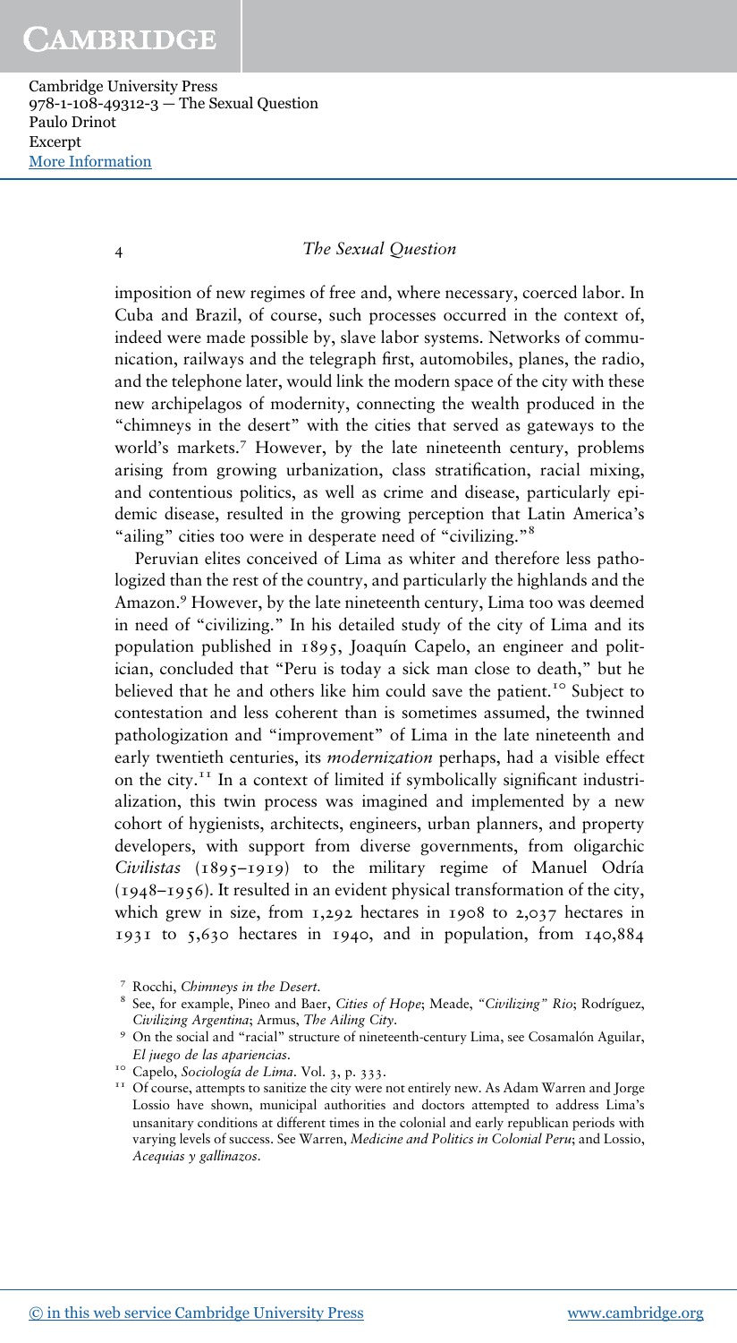imposition of new regimes of free and, where necessary, coerced labor. In Cuba and Brazil, of course, such processes occurred in the context of, indeed were made possible by, slave labor systems. Networks of communication, railways and the telegraph first, automobiles, planes, the radio, and the telephone later, would link the modern space of the city with these new archipelagos of modernity, connecting the wealth produced in the "chimneys in the desert" with the cities that served as gateways to the world's markets.[7] However, by the late nineteenth century, problems arising from growing urbanization, class stratification, racial mixing, and contentious politics, as well as crime and disease, particularly epidemic disease, resulted in the growing perception that Latin America's "ailing" cities too were in desperate need of "civilizing."[8]

Peruvian elites conceived of Lima as whiter and therefore less pathologized than the rest of the country, and particularly the highlands and the Amazon.[9] However, by the late nineteenth century, Lima too was deemed in need of "civilizing." In his detailed study of the city of Lima and its population published in 1895, Joaquín Capelo, an engineer and politician, concluded that "Peru is today a sick man close to death," but he believed that he and others like him could save the patient.[10] Subject to contestation and less coherent than is sometimes assumed, the twinned pathologization and "improvement" of Lima in the late nineteenth and early twentieth centuries, its *modernization* perhaps, had a visible effect on the city.[11] In a context of limited if symbolically significant industrialization, this twin process was imagined and implemented by a new cohort of hygienists, architects, engineers, urban planners, and property developers, with support from diverse governments, from oligarchic *Civilistas* (1895–1919) to the military regime of Manuel Odría (1948–1956). It resulted in an evident physical transformation of the city, which grew in size, from 1,292 hectares in 1908 to 2,037 hectares in 1931 to 5,630 hectares in 1940, and in population, from 140,884

---

[7] Rocchi, *Chimneys in the Desert*.

[8] See, for example, Pineo and Baer, *Cities of Hope*; Meade, *"Civilizing" Rio*; Rodríguez, *Civilizing Argentina*; Armus, *The Ailing City*.

[9] On the social and "racial" structure of nineteenth-century Lima, see Cosamalón Aguilar, *El juego de las apariencias*.

[10] Capelo, *Sociología de Lima*. Vol. 3, p. 333.

[11] Of course, attempts to sanitize the city were not entirely new. As Adam Warren and Jorge Lossio have shown, municipal authorities and doctors attempted to address Lima's unsanitary conditions at different times in the colonial and early republican periods with varying levels of success. See Warren, *Medicine and Politics in Colonial Peru*; and Lossio, *Acequias y gallinazos*.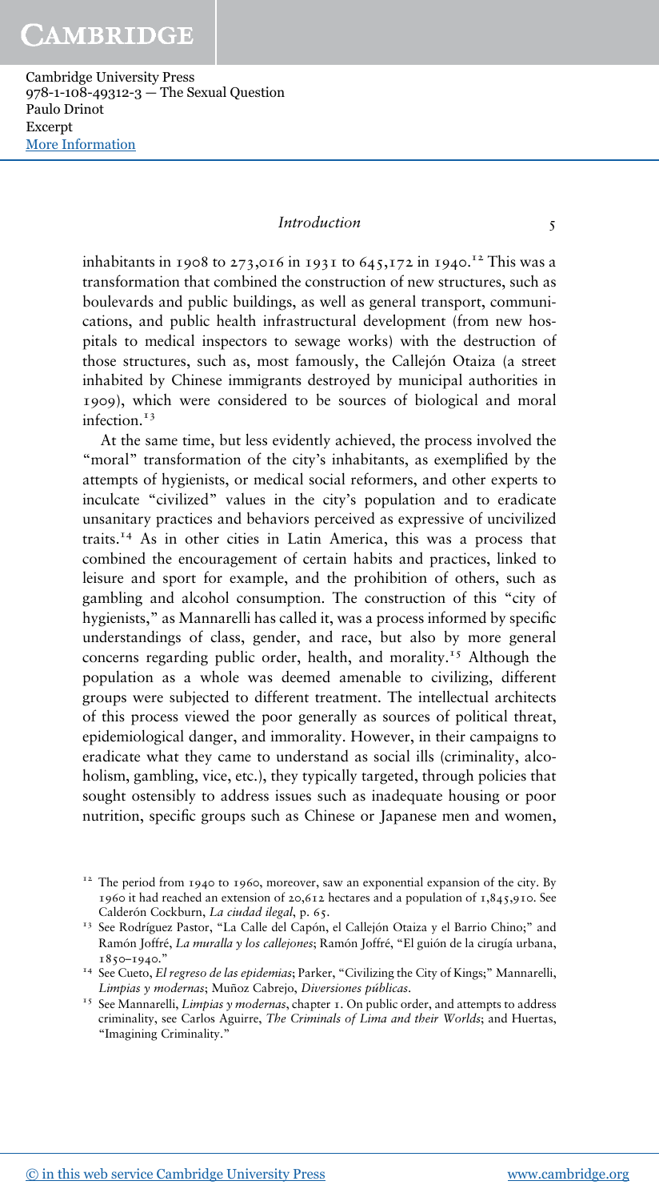inhabitants in 1908 to 273,016 in 1931 to 645,172 in 1940.[12] This was a transformation that combined the construction of new structures, such as boulevards and public buildings, as well as general transport, communications, and public health infrastructural development (from new hospitals to medical inspectors to sewage works) with the destruction of those structures, such as, most famously, the Callejón Otaiza (a street inhabited by Chinese immigrants destroyed by municipal authorities in 1909), which were considered to be sources of biological and moral infection.[13]

At the same time, but less evidently achieved, the process involved the "moral" transformation of the city's inhabitants, as exemplified by the attempts of hygienists, or medical social reformers, and other experts to inculcate "civilized" values in the city's population and to eradicate unsanitary practices and behaviors perceived as expressive of uncivilized traits.[14] As in other cities in Latin America, this was a process that combined the encouragement of certain habits and practices, linked to leisure and sport for example, and the prohibition of others, such as gambling and alcohol consumption. The construction of this "city of hygienists," as Mannarelli has called it, was a process informed by specific understandings of class, gender, and race, but also by more general concerns regarding public order, health, and morality.[15] Although the population as a whole was deemed amenable to civilizing, different groups were subjected to different treatment. The intellectual architects of this process viewed the poor generally as sources of political threat, epidemiological danger, and immorality. However, in their campaigns to eradicate what they came to understand as social ills (criminality, alcoholism, gambling, vice, etc.), they typically targeted, through policies that sought ostensibly to address issues such as inadequate housing or poor nutrition, specific groups such as Chinese or Japanese men and women,

---

[12] The period from 1940 to 1960, moreover, saw an exponential expansion of the city. By 1960 it had reached an extension of 20,612 hectares and a population of 1,845,910. See Calderón Cockburn, *La ciudad ilegal*, p. 65.

[13] See Rodríguez Pastor, "La Calle del Capón, el Callejón Otaiza y el Barrio Chino;" and Ramón Joffré, *La muralla y los callejones*; Ramón Joffré, "El guión de la cirugía urbana, 1850–1940."

[14] See Cueto, *El regreso de las epidemias*; Parker, "Civilizing the City of Kings;" Mannarelli, *Limpias y modernas*; Muñoz Cabrejo, *Diversiones públicas*.

[15] See Mannarelli, *Limpias y modernas*, chapter 1. On public order, and attempts to address criminality, see Carlos Aguirre, *The Criminals of Lima and their Worlds*; and Huertas, "Imagining Criminality."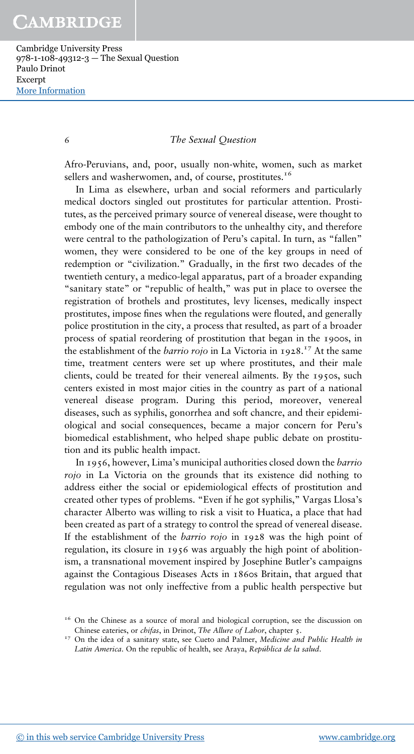Afro-Peruvians, and, poor, usually non-white, women, such as market sellers and washerwomen, and, of course, prostitutes.[16]

In Lima as elsewhere, urban and social reformers and particularly medical doctors singled out prostitutes for particular attention. Prostitutes, as the perceived primary source of venereal disease, were thought to embody one of the main contributors to the unhealthy city, and therefore were central to the pathologization of Peru's capital. In turn, as "fallen" women, they were considered to be one of the key groups in need of redemption or "civilization." Gradually, in the first two decades of the twentieth century, a medico-legal apparatus, part of a broader expanding "sanitary state" or "republic of health," was put in place to oversee the registration of brothels and prostitutes, levy licenses, medically inspect prostitutes, impose fines when the regulations were flouted, and generally police prostitution in the city, a process that resulted, as part of a broader process of spatial reordering of prostitution that began in the 1900s, in the establishment of the *barrio rojo* in La Victoria in 1928.[17] At the same time, treatment centers were set up where prostitutes, and their male clients, could be treated for their venereal ailments. By the 1950s, such centers existed in most major cities in the country as part of a national venereal disease program. During this period, moreover, venereal diseases, such as syphilis, gonorrhea and soft chancre, and their epidemiological and social consequences, became a major concern for Peru's biomedical establishment, who helped shape public debate on prostitution and its public health impact.

In 1956, however, Lima's municipal authorities closed down the *barrio rojo* in La Victoria on the grounds that its existence did nothing to address either the social or epidemiological effects of prostitution and created other types of problems. "Even if he got syphilis," Vargas Llosa's character Alberto was willing to risk a visit to Huatica, a place that had been created as part of a strategy to control the spread of venereal disease. If the establishment of the *barrio rojo* in 1928 was the high point of regulation, its closure in 1956 was arguably the high point of abolitionism, a transnational movement inspired by Josephine Butler's campaigns against the Contagious Diseases Acts in 1860s Britain, that argued that regulation was not only ineffective from a public health perspective but

[16] On the Chinese as a source of moral and biological corruption, see the discussion on Chinese eateries, or *chifas*, in Drinot, *The Allure of Labor*, chapter 5.

[17] On the idea of a sanitary state, see Cueto and Palmer, *Medicine and Public Health in Latin America*. On the republic of health, see Araya, *República de la salud*.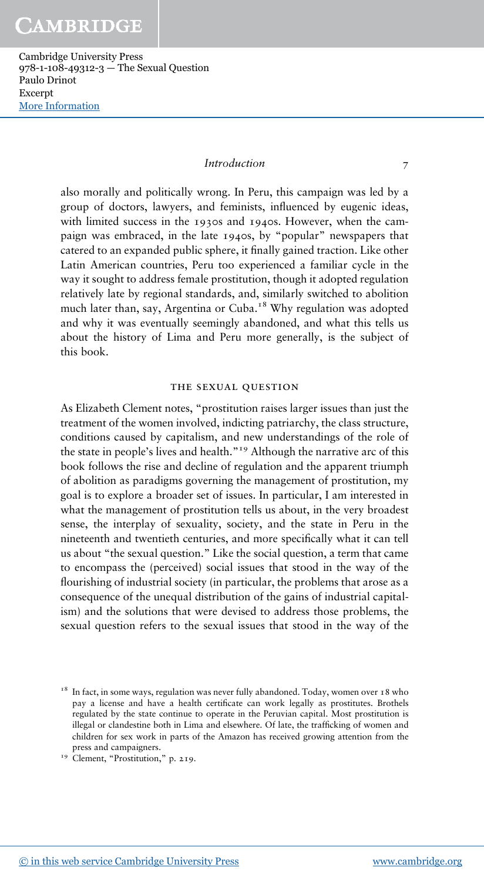also morally and politically wrong. In Peru, this campaign was led by a group of doctors, lawyers, and feminists, influenced by eugenic ideas, with limited success in the 1930s and 1940s. However, when the campaign was embraced, in the late 1940s, by "popular" newspapers that catered to an expanded public sphere, it finally gained traction. Like other Latin American countries, Peru too experienced a familiar cycle in the way it sought to address female prostitution, though it adopted regulation relatively late by regional standards, and, similarly switched to abolition much later than, say, Argentina or Cuba.[18] Why regulation was adopted and why it was eventually seemingly abandoned, and what this tells us about the history of Lima and Peru more generally, is the subject of this book.

## THE SEXUAL QUESTION

As Elizabeth Clement notes, "prostitution raises larger issues than just the treatment of the women involved, indicting patriarchy, the class structure, conditions caused by capitalism, and new understandings of the role of the state in people's lives and health."[19] Although the narrative arc of this book follows the rise and decline of regulation and the apparent triumph of abolition as paradigms governing the management of prostitution, my goal is to explore a broader set of issues. In particular, I am interested in what the management of prostitution tells us about, in the very broadest sense, the interplay of sexuality, society, and the state in Peru in the nineteenth and twentieth centuries, and more specifically what it can tell us about "the sexual question." Like the social question, a term that came to encompass the (perceived) social issues that stood in the way of the flourishing of industrial society (in particular, the problems that arose as a consequence of the unequal distribution of the gains of industrial capitalism) and the solutions that were devised to address those problems, the sexual question refers to the sexual issues that stood in the way of the

---

[18] In fact, in some ways, regulation was never fully abandoned. Today, women over 18 who pay a license and have a health certificate can work legally as prostitutes. Brothels regulated by the state continue to operate in the Peruvian capital. Most prostitution is illegal or clandestine both in Lima and elsewhere. Of late, the trafficking of women and children for sex work in parts of the Amazon has received growing attention from the press and campaigners.

[19] Clement, "Prostitution," p. 219.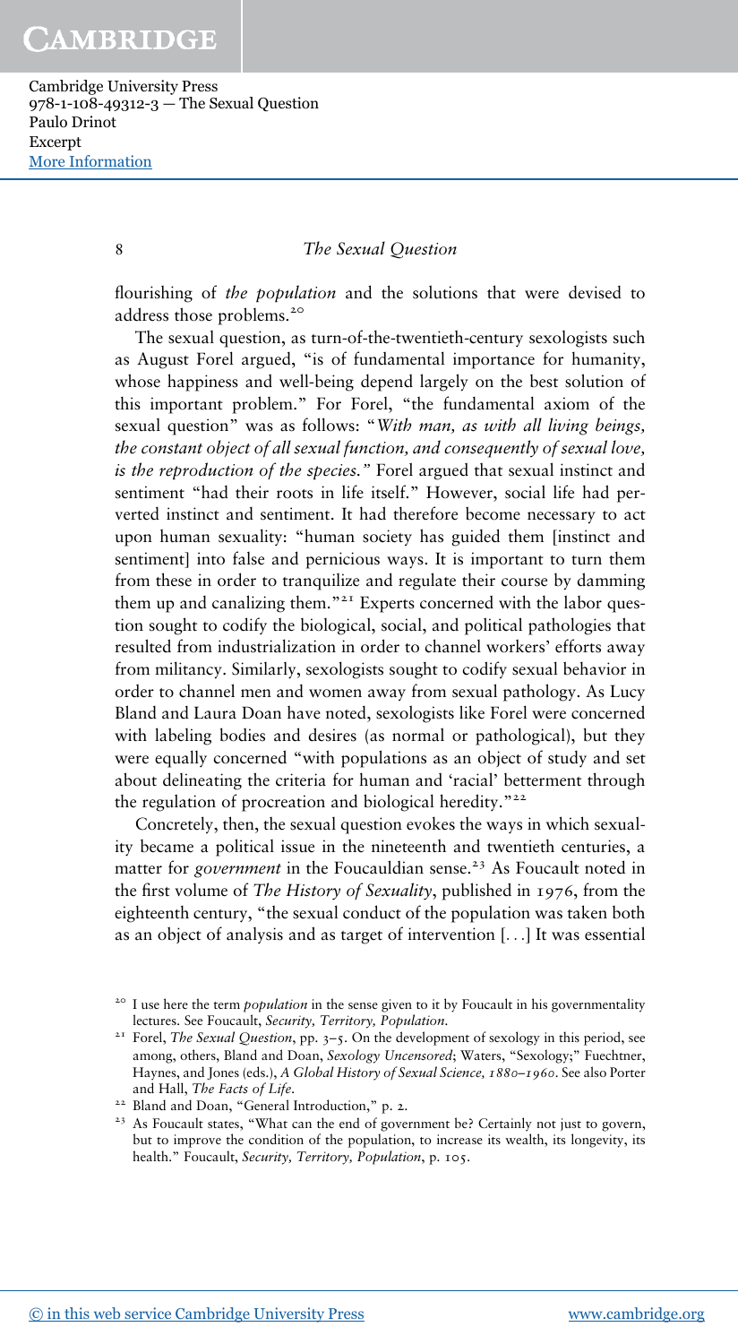flourishing of *the population* and the solutions that were devised to address those problems.[20]

The sexual question, as turn-of-the-twentieth-century sexologists such as August Forel argued, "is of fundamental importance for humanity, whose happiness and well-being depend largely on the best solution of this important problem." For Forel, "the fundamental axiom of the sexual question" was as follows: "*With man, as with all living beings, the constant object of all sexual function, and consequently of sexual love, is the reproduction of the species.*" Forel argued that sexual instinct and sentiment "had their roots in life itself." However, social life had perverted instinct and sentiment. It had therefore become necessary to act upon human sexuality: "human society has guided them [instinct and sentiment] into false and pernicious ways. It is important to turn them from these in order to tranquilize and regulate their course by damming them up and canalizing them."[21] Experts concerned with the labor question sought to codify the biological, social, and political pathologies that resulted from industrialization in order to channel workers' efforts away from militancy. Similarly, sexologists sought to codify sexual behavior in order to channel men and women away from sexual pathology. As Lucy Bland and Laura Doan have noted, sexologists like Forel were concerned with labeling bodies and desires (as normal or pathological), but they were equally concerned "with populations as an object of study and set about delineating the criteria for human and 'racial' betterment through the regulation of procreation and biological heredity."[22]

Concretely, then, the sexual question evokes the ways in which sexuality became a political issue in the nineteenth and twentieth centuries, a matter for *government* in the Foucauldian sense.[23] As Foucault noted in the first volume of *The History of Sexuality*, published in 1976, from the eighteenth century, "the sexual conduct of the population was taken both as an object of analysis and as target of intervention [...] It was essential

---

[20] I use here the term *population* in the sense given to it by Foucault in his governmentality lectures. See Foucault, *Security, Territory, Population*.

[21] Forel, *The Sexual Question*, pp. 3–5. On the development of sexology in this period, see among, others, Bland and Doan, *Sexology Uncensored*; Waters, "Sexology;" Fuechtner, Haynes, and Jones (eds.), *A Global History of Sexual Science, 1880–1960*. See also Porter and Hall, *The Facts of Life*.

[22] Bland and Doan, "General Introduction," p. 2.

[23] As Foucault states, "What can the end of government be? Certainly not just to govern, but to improve the condition of the population, to increase its wealth, its longevity, its health." Foucault, *Security, Territory, Population*, p. 105.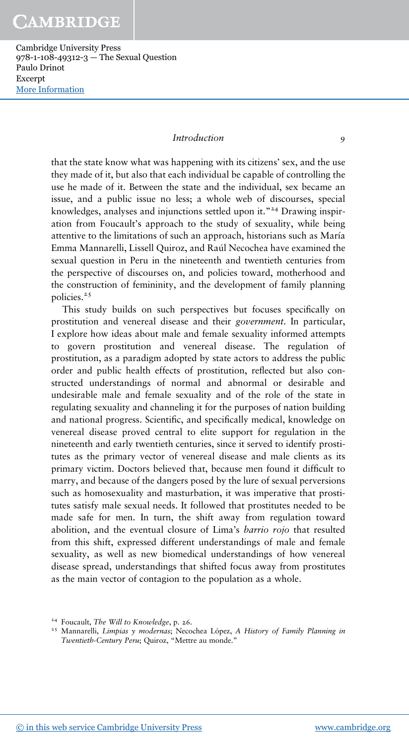that the state know what was happening with its citizens' sex, and the use they made of it, but also that each individual be capable of controlling the use he made of it. Between the state and the individual, sex became an issue, and a public issue no less; a whole web of discourses, special knowledges, analyses and injunctions settled upon it."[24] Drawing inspiration from Foucault's approach to the study of sexuality, while being attentive to the limitations of such an approach, historians such as María Emma Mannarelli, Lissell Quiroz, and Raúl Necochea have examined the sexual question in Peru in the nineteenth and twentieth centuries from the perspective of discourses on, and policies toward, motherhood and the construction of femininity, and the development of family planning policies.[25]

This study builds on such perspectives but focuses specifically on prostitution and venereal disease and their *government*. In particular, I explore how ideas about male and female sexuality informed attempts to govern prostitution and venereal disease. The regulation of prostitution, as a paradigm adopted by state actors to address the public order and public health effects of prostitution, reflected but also constructed understandings of normal and abnormal or desirable and undesirable male and female sexuality and of the role of the state in regulating sexuality and channeling it for the purposes of nation building and national progress. Scientific, and specifically medical, knowledge on venereal disease proved central to elite support for regulation in the nineteenth and early twentieth centuries, since it served to identify prostitutes as the primary vector of venereal disease and male clients as its primary victim. Doctors believed that, because men found it difficult to marry, and because of the dangers posed by the lure of sexual perversions such as homosexuality and masturbation, it was imperative that prostitutes satisfy male sexual needs. It followed that prostitutes needed to be made safe for men. In turn, the shift away from regulation toward abolition, and the eventual closure of Lima's *barrio rojo* that resulted from this shift, expressed different understandings of male and female sexuality, as well as new biomedical understandings of how venereal disease spread, understandings that shifted focus away from prostitutes as the main vector of contagion to the population as a whole.

[24] Foucault, *The Will to Knowledge*, p. 26.

[25] Mannarelli, *Limpias y modernas*; Necochea López, *A History of Family Planning in Twentieth-Century Peru*; Quiroz, "Mettre au monde."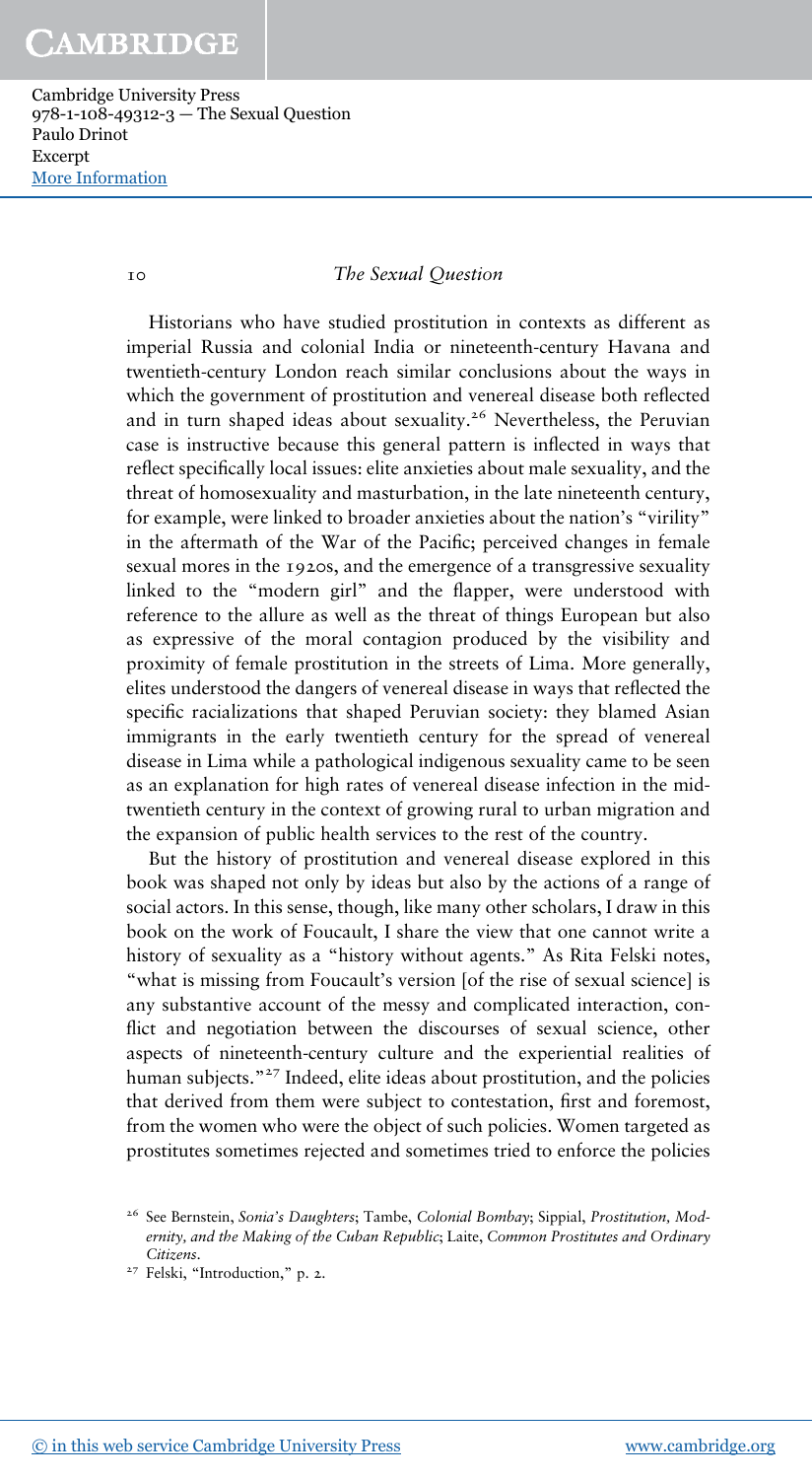Historians who have studied prostitution in contexts as different as imperial Russia and colonial India or nineteenth-century Havana and twentieth-century London reach similar conclusions about the ways in which the government of prostitution and venereal disease both reflected and in turn shaped ideas about sexuality.[26] Nevertheless, the Peruvian case is instructive because this general pattern is inflected in ways that reflect specifically local issues: elite anxieties about male sexuality, and the threat of homosexuality and masturbation, in the late nineteenth century, for example, were linked to broader anxieties about the nation's "virility" in the aftermath of the War of the Pacific; perceived changes in female sexual mores in the 1920s, and the emergence of a transgressive sexuality linked to the "modern girl" and the flapper, were understood with reference to the allure as well as the threat of things European but also as expressive of the moral contagion produced by the visibility and proximity of female prostitution in the streets of Lima. More generally, elites understood the dangers of venereal disease in ways that reflected the specific racializations that shaped Peruvian society: they blamed Asian immigrants in the early twentieth century for the spread of venereal disease in Lima while a pathological indigenous sexuality came to be seen as an explanation for high rates of venereal disease infection in the mid-twentieth century in the context of growing rural to urban migration and the expansion of public health services to the rest of the country.

But the history of prostitution and venereal disease explored in this book was shaped not only by ideas but also by the actions of a range of social actors. In this sense, though, like many other scholars, I draw in this book on the work of Foucault, I share the view that one cannot write a history of sexuality as a "history without agents." As Rita Felski notes, "what is missing from Foucault's version [of the rise of sexual science] is any substantive account of the messy and complicated interaction, conflict and negotiation between the discourses of sexual science, other aspects of nineteenth-century culture and the experiential realities of human subjects."[27] Indeed, elite ideas about prostitution, and the policies that derived from them were subject to contestation, first and foremost, from the women who were the object of such policies. Women targeted as prostitutes sometimes rejected and sometimes tried to enforce the policies

[26] See Bernstein, *Sonia's Daughters*; Tambe, *Colonial Bombay*; Sippial, *Prostitution, Modernity, and the Making of the Cuban Republic*; Laite, *Common Prostitutes and Ordinary Citizens*.

[27] Felski, "Introduction," p. 2.